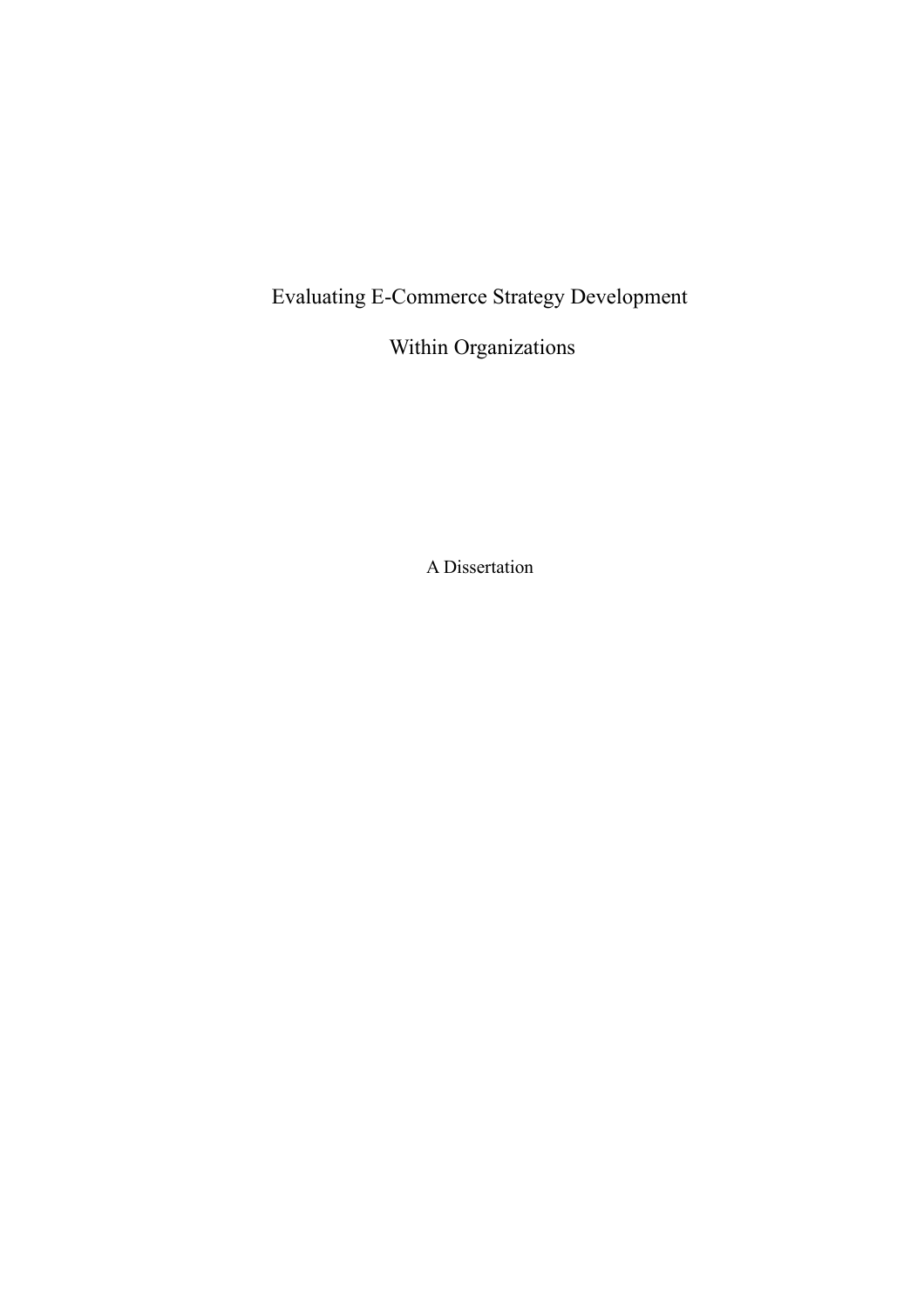# Evaluating E-Commerce Strategy Development Within Organizations

A Dissertation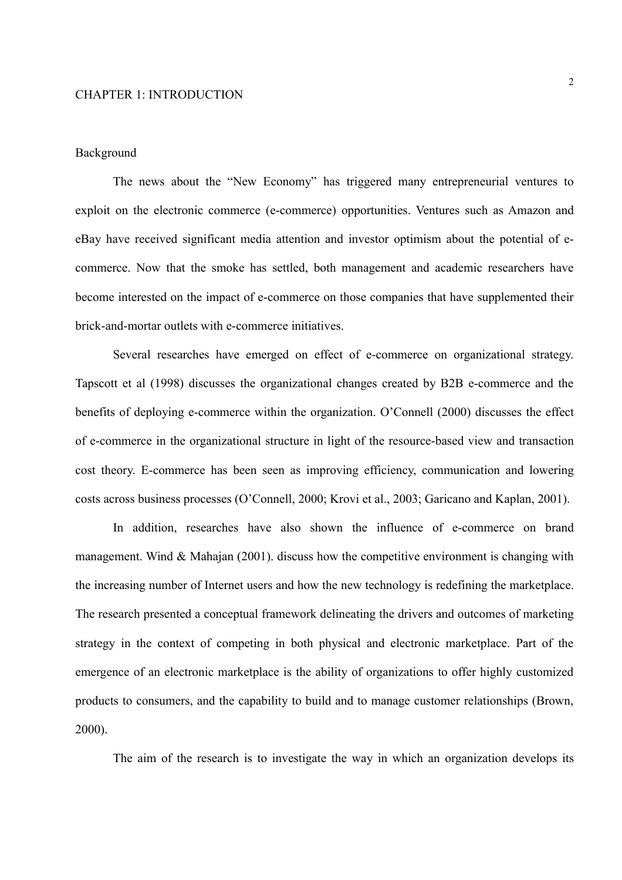# CHAPTER 1: INTRODUCTION

## Background

The news about the "New Economy" has triggered many entrepreneurial ventures to exploit on the electronic commerce (e-commerce) opportunities. Ventures such as Amazon and eBay have received significant media attention and investor optimism about the potential of e-commerce. Now that the smoke has settled, both management and academic researchers have become interested on the impact of e-commerce on those companies that have supplemented their brick-and-mortar outlets with e-commerce initiatives.

Several researches have emerged on effect of e-commerce on organizational strategy. Tapscott et al (1998) discusses the organizational changes created by B2B e-commerce and the benefits of deploying e-commerce within the organization. O'Connell (2000) discusses the effect of e-commerce in the organizational structure in light of the resource-based view and transaction cost theory. E-commerce has been seen as improving efficiency, communication and lowering costs across business processes (O'Connell, 2000; Krovi et al., 2003; Garicano and Kaplan, 2001).

In addition, researches have also shown the influence of e-commerce on brand management. Wind & Mahajan (2001). discuss how the competitive environment is changing with the increasing number of Internet users and how the new technology is redefining the marketplace. The research presented a conceptual framework delineating the drivers and outcomes of marketing strategy in the context of competing in both physical and electronic marketplace. Part of the emergence of an electronic marketplace is the ability of organizations to offer highly customized products to consumers, and the capability to build and to manage customer relationships (Brown, 2000).

The aim of the research is to investigate the way in which an organization develops its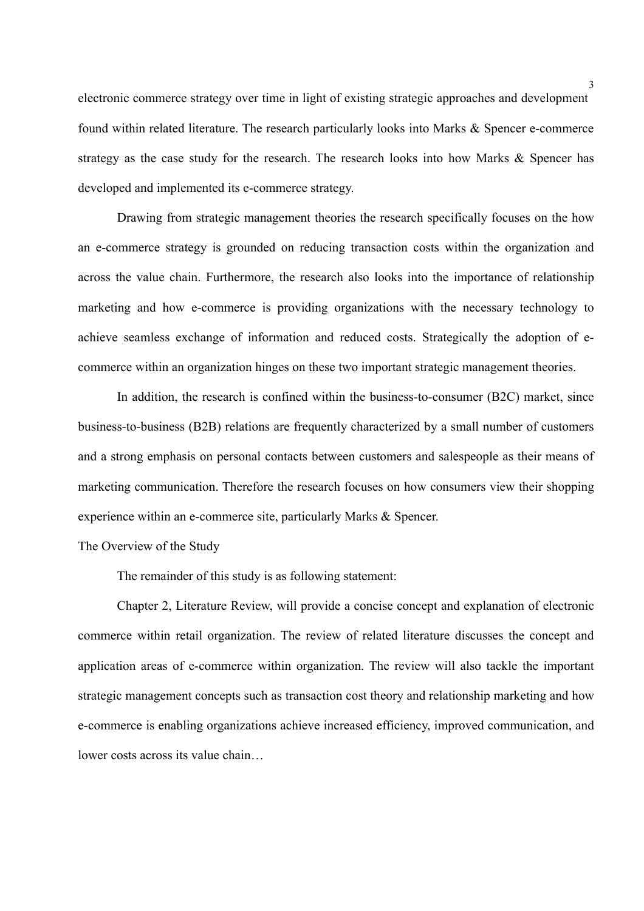electronic commerce strategy over time in light of existing strategic approaches and development found within related literature. The research particularly looks into Marks & Spencer e-commerce strategy as the case study for the research. The research looks into how Marks & Spencer has developed and implemented its e-commerce strategy.

Drawing from strategic management theories the research specifically focuses on the how an e-commerce strategy is grounded on reducing transaction costs within the organization and across the value chain. Furthermore, the research also looks into the importance of relationship marketing and how e-commerce is providing organizations with the necessary technology to achieve seamless exchange of information and reduced costs. Strategically the adoption of e-commerce within an organization hinges on these two important strategic management theories.

In addition, the research is confined within the business-to-consumer (B2C) market, since business-to-business (B2B) relations are frequently characterized by a small number of customers and a strong emphasis on personal contacts between customers and salespeople as their means of marketing communication. Therefore the research focuses on how consumers view their shopping experience within an e-commerce site, particularly Marks & Spencer.

## The Overview of the Study

The remainder of this study is as following statement:

Chapter 2, Literature Review, will provide a concise concept and explanation of electronic commerce within retail organization. The review of related literature discusses the concept and application areas of e-commerce within organization. The review will also tackle the important strategic management concepts such as transaction cost theory and relationship marketing and how e-commerce is enabling organizations achieve increased efficiency, improved communication, and lower costs across its value chain…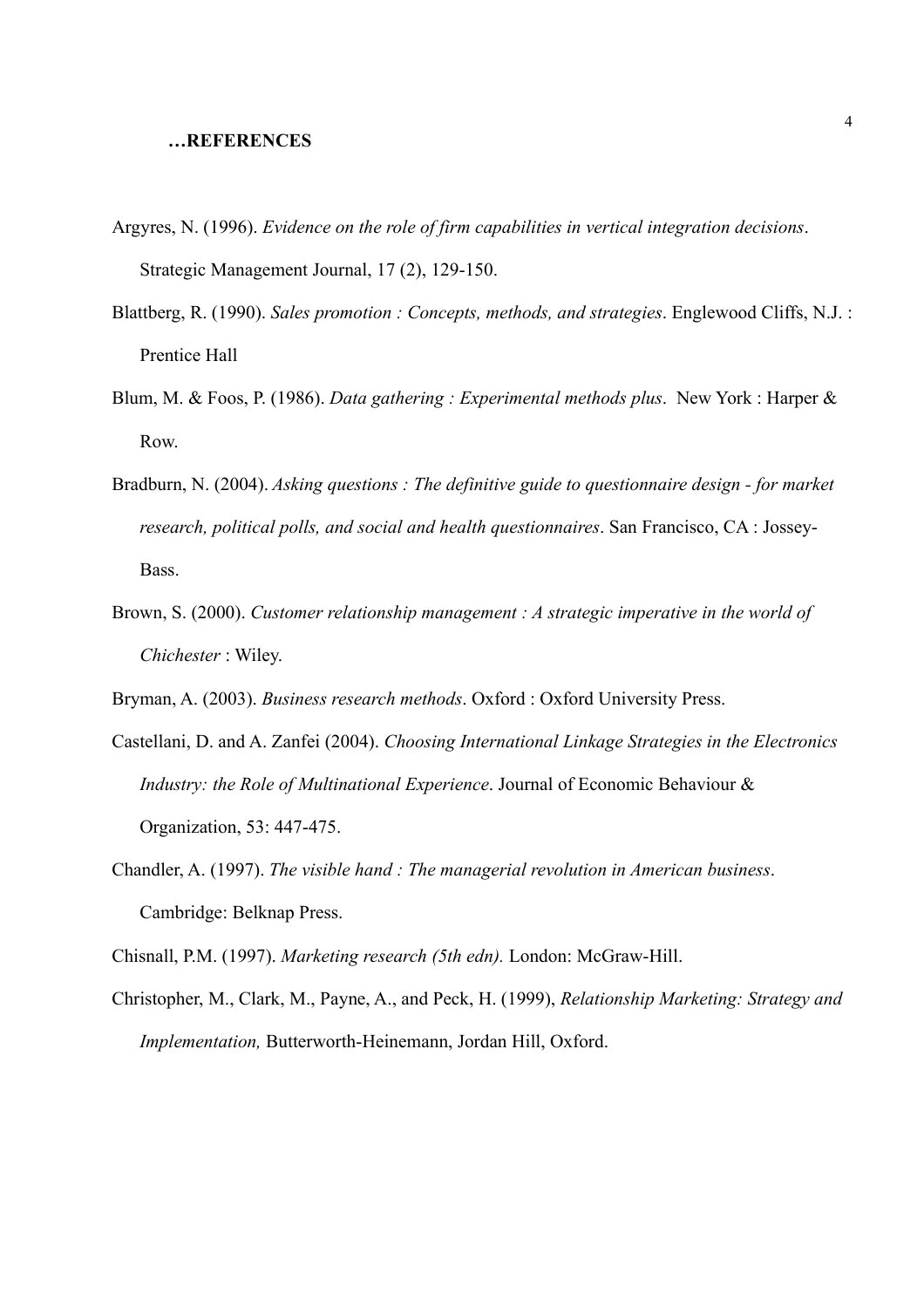**…REFERENCES**

Argyres, N. (1996). *Evidence on the role of firm capabilities in vertical integration decisions*. Strategic Management Journal, 17 (2), 129-150.

Blattberg, R. (1990). *Sales promotion : Concepts, methods, and strategies*. Englewood Cliffs, N.J. : Prentice Hall

Blum, M. & Foos, P. (1986). *Data gathering : Experimental methods plus*. New York : Harper & Row.

Bradburn, N. (2004). *Asking questions : The definitive guide to questionnaire design - for market research, political polls, and social and health questionnaires*. San Francisco, CA : Jossey-Bass.

Brown, S. (2000). *Customer relationship management : A strategic imperative in the world of Chichester* : Wiley.

Bryman, A. (2003). *Business research methods*. Oxford : Oxford University Press.

Castellani, D. and A. Zanfei (2004). *Choosing International Linkage Strategies in the Electronics Industry: the Role of Multinational Experience*. Journal of Economic Behaviour & Organization, 53: 447-475.

Chandler, A. (1997). *The visible hand : The managerial revolution in American business*. Cambridge: Belknap Press.

Chisnall, P.M. (1997). *Marketing research (5th edn).* London: McGraw-Hill.

Christopher, M., Clark, M., Payne, A., and Peck, H. (1999), *Relationship Marketing: Strategy and Implementation,* Butterworth-Heinemann, Jordan Hill, Oxford.